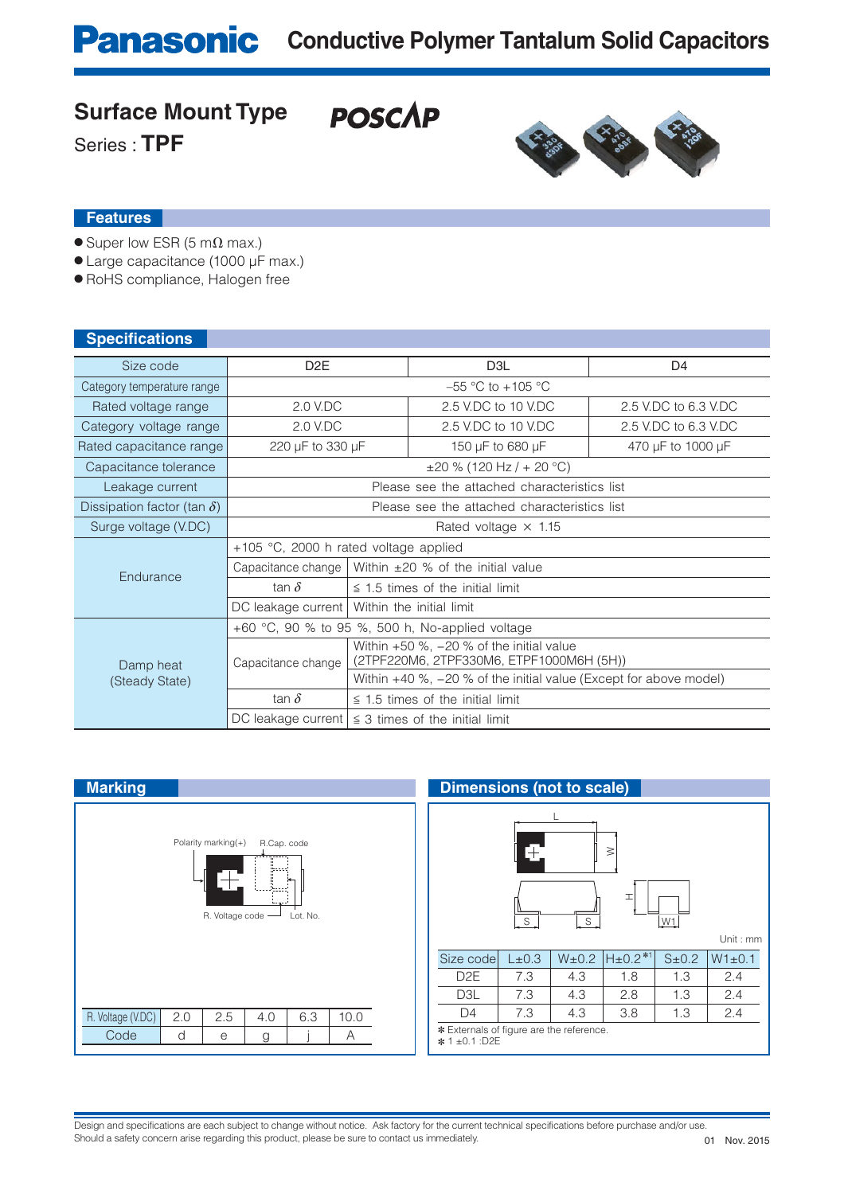# Panasonic Conductive Polymer Tantalum Solid Capacitors

## Surface Mount Type

POSCAP

Series : **TPF**

## Features

- Super low ESR (5 mΩ max.)
- Large capacitance (1000 μF max.)
- RoHS compliance, Halogen free

## Specifications

| Size code | D2E | | D3L | D4 |
|---|---|---|---|---|
| Category temperature range | –55 °C to +105 °C | | | |
| Rated voltage range | 2.0 V.DC | | 2.5 V.DC to 10 V.DC | 2.5 V.DC to 6.3 V.DC |
| Category voltage range | 2.0 V.DC | | 2.5 V.DC to 10 V.DC | 2.5 V.DC to 6.3 V.DC |
| Rated capacitance range | 220 μF to 330 μF | | 150 μF to 680 μF | 470 μF to 1000 μF |
| Capacitance tolerance | ±20 % (120 Hz / + 20 °C) | | | |
| Leakage current | Please see the attached characteristics list | | | |
| Dissipation factor (tan $\delta$) | Please see the attached characteristics list | | | |
| Surge voltage (V.DC) | Rated voltage × 1.15 | | | |
| Endurance | +105 °C, 2000 h rated voltage applied | | | |
| | Capacitance change | Within ±20 % of the initial value | | |
| | tan $\delta$ | ≤ 1.5 times of the initial limit | | |
| | DC leakage current | Within the initial limit | | |
| Damp heat (Steady State) | +60 °C, 90 % to 95 %, 500 h, No-applied voltage | | | |
| | Capacitance change | Within +50 %, –20 % of the initial value (2TPF220M6, 2TPF330M6, ETPF1000M6H (5H)) | | |
| | | Within +40 %, –20 % of the initial value (Except for above model) | | |
| | tan $\delta$ | ≤ 1.5 times of the initial limit | | |
| | DC leakage current | ≤ 3 times of the initial limit | | |

## Marking

Polarity marking(+) R.Cap. code

R. Voltage code Lot. No.

| R. Voltage (V.DC) | 2.0 | 2.5 | 4.0 | 6.3 | 10.0 |
|---|---|---|---|---|---|
| Code | d | e | g | j | A |

## Dimensions (not to scale)

L W H S S W1

Unit : mm

| Size code | L±0.3 | W±0.2 | H±0.2*1 | S±0.2 | W1±0.1 |
|---|---|---|---|---|---|
| D2E | 7.3 | 4.3 | 1.8 | 1.3 | 2.4 |
| D3L | 7.3 | 4.3 | 2.8 | 1.3 | 2.4 |
| D4 | 7.3 | 4.3 | 3.8 | 1.3 | 2.4 |

* Externals of figure are the reference.
* 1 ±0.1 :D2E

Design and specifications are each subject to change without notice. Ask factory for the current technical specifications before purchase and/or use.
Should a safety concern arise regarding this product, please be sure to contact us immediately.

01 Nov. 2015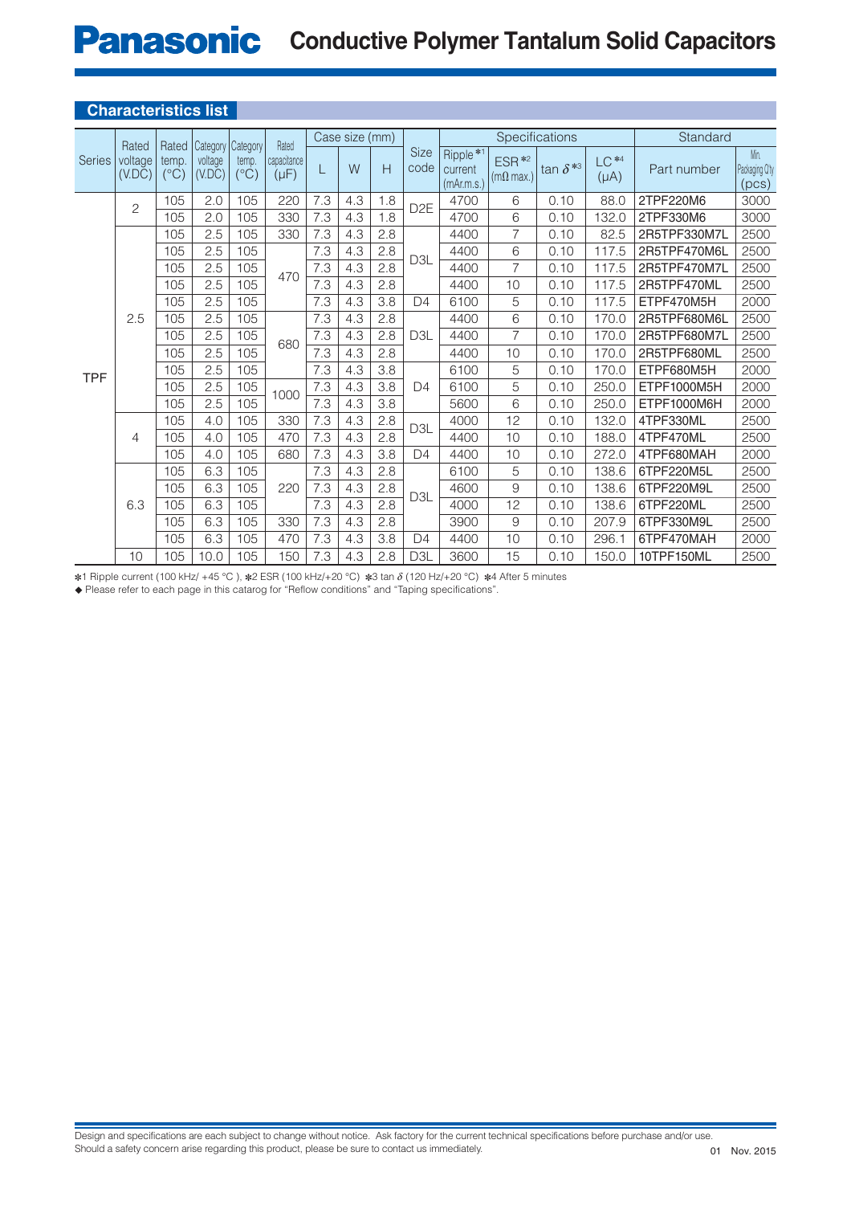# Conductive Polymer Tantalum Solid Capacitors

## Characteristics list

| Series | Rated voltage (V.DC) | Rated temp. (°C) | Category voltage (V.DC) | Category temp. (°C) | Rated capacitance (μF) | Case size (mm) | | | Size code | Specifications | | | | Standard | |
|---|---|---|---|---|---|---|---|---|---|---|---|---|---|---|---|
| | | | | | | L | W | H | | Ripple *1 current (mAr.m.s.) | ESR *2 (mΩ max.) | tan δ *3 | LC *4 (μA) | Part number | Min. Packaging Qty (pcs) |
| TPF | 2 | 105 | 2.0 | 105 | 220 | 7.3 | 4.3 | 1.8 | D2E | 4700 | 6 | 0.10 | 88.0 | 2TPF220M6 | 3000 |
| | | 105 | 2.0 | 105 | 330 | 7.3 | 4.3 | 1.8 | | 4700 | 6 | 0.10 | 132.0 | 2TPF330M6 | 3000 |
| | 2.5 | 105 | 2.5 | 105 | 330 | 7.3 | 4.3 | 2.8 | D3L | 4400 | 7 | 0.10 | 82.5 | 2R5TPF330M7L | 2500 |
| | | 105 | 2.5 | 105 | 470 | 7.3 | 4.3 | 2.8 | | 4400 | 6 | 0.10 | 117.5 | 2R5TPF470M6L | 2500 |
| | | 105 | 2.5 | 105 | | 7.3 | 4.3 | 2.8 | | 4400 | 7 | 0.10 | 117.5 | 2R5TPF470M7L | 2500 |
| | | 105 | 2.5 | 105 | | 7.3 | 4.3 | 2.8 | | 4400 | 10 | 0.10 | 117.5 | 2R5TPF470ML | 2500 |
| | | 105 | 2.5 | 105 | | 7.3 | 4.3 | 3.8 | D4 | 6100 | 5 | 0.10 | 117.5 | ETPF470M5H | 2000 |
| | | 105 | 2.5 | 105 | 680 | 7.3 | 4.3 | 2.8 | D3L | 4400 | 6 | 0.10 | 170.0 | 2R5TPF680M6L | 2500 |
| | | 105 | 2.5 | 105 | | 7.3 | 4.3 | 2.8 | | 4400 | 7 | 0.10 | 170.0 | 2R5TPF680M7L | 2500 |
| | | 105 | 2.5 | 105 | | 7.3 | 4.3 | 2.8 | | 4400 | 10 | 0.10 | 170.0 | 2R5TPF680ML | 2500 |
| | | 105 | 2.5 | 105 | | 7.3 | 4.3 | 3.8 | D4 | 6100 | 5 | 0.10 | 170.0 | ETPF680M5H | 2000 |
| | | 105 | 2.5 | 105 | 1000 | 7.3 | 4.3 | 3.8 | | 6100 | 5 | 0.10 | 250.0 | ETPF1000M5H | 2000 |
| | | 105 | 2.5 | 105 | | 7.3 | 4.3 | 3.8 | | 5600 | 6 | 0.10 | 250.0 | ETPF1000M6H | 2000 |
| | 4 | 105 | 4.0 | 105 | 330 | 7.3 | 4.3 | 2.8 | D3L | 4000 | 12 | 0.10 | 132.0 | 4TPF330ML | 2500 |
| | | 105 | 4.0 | 105 | 470 | 7.3 | 4.3 | 2.8 | | 4400 | 10 | 0.10 | 188.0 | 4TPF470ML | 2500 |
| | | 105 | 4.0 | 105 | 680 | 7.3 | 4.3 | 3.8 | D4 | 4400 | 10 | 0.10 | 272.0 | 4TPF680MAH | 2000 |
| | 6.3 | 105 | 6.3 | 105 | 220 | 7.3 | 4.3 | 2.8 | D3L | 6100 | 5 | 0.10 | 138.6 | 6TPF220M5L | 2500 |
| | | 105 | 6.3 | 105 | | 7.3 | 4.3 | 2.8 | | 4600 | 9 | 0.10 | 138.6 | 6TPF220M9L | 2500 |
| | | 105 | 6.3 | 105 | | 7.3 | 4.3 | 2.8 | | 4000 | 12 | 0.10 | 138.6 | 6TPF220ML | 2500 |
| | | 105 | 6.3 | 105 | 330 | 7.3 | 4.3 | 2.8 | | 3900 | 9 | 0.10 | 207.9 | 6TPF330M9L | 2500 |
| | | 105 | 6.3 | 105 | 470 | 7.3 | 4.3 | 3.8 | D4 | 4400 | 10 | 0.10 | 296.1 | 6TPF470MAH | 2000 |
| | 10 | 105 | 10.0 | 105 | 150 | 7.3 | 4.3 | 2.8 | D3L | 3600 | 15 | 0.10 | 150.0 | 10TPF150ML | 2500 |

*1 Ripple current (100 kHz/ +45 °C ), *2 ESR (100 kHz/+20 °C) *3 tan δ (120 Hz/+20 °C) *4 After 5 minutes

◆ Please refer to each page in this catarog for "Reflow conditions" and "Taping specifications".

Design and specifications are each subject to change without notice. Ask factory for the current technical specifications before purchase and/or use.
Should a safety concern arise regarding this product, please be sure to contact us immediately.

Nov. 2015